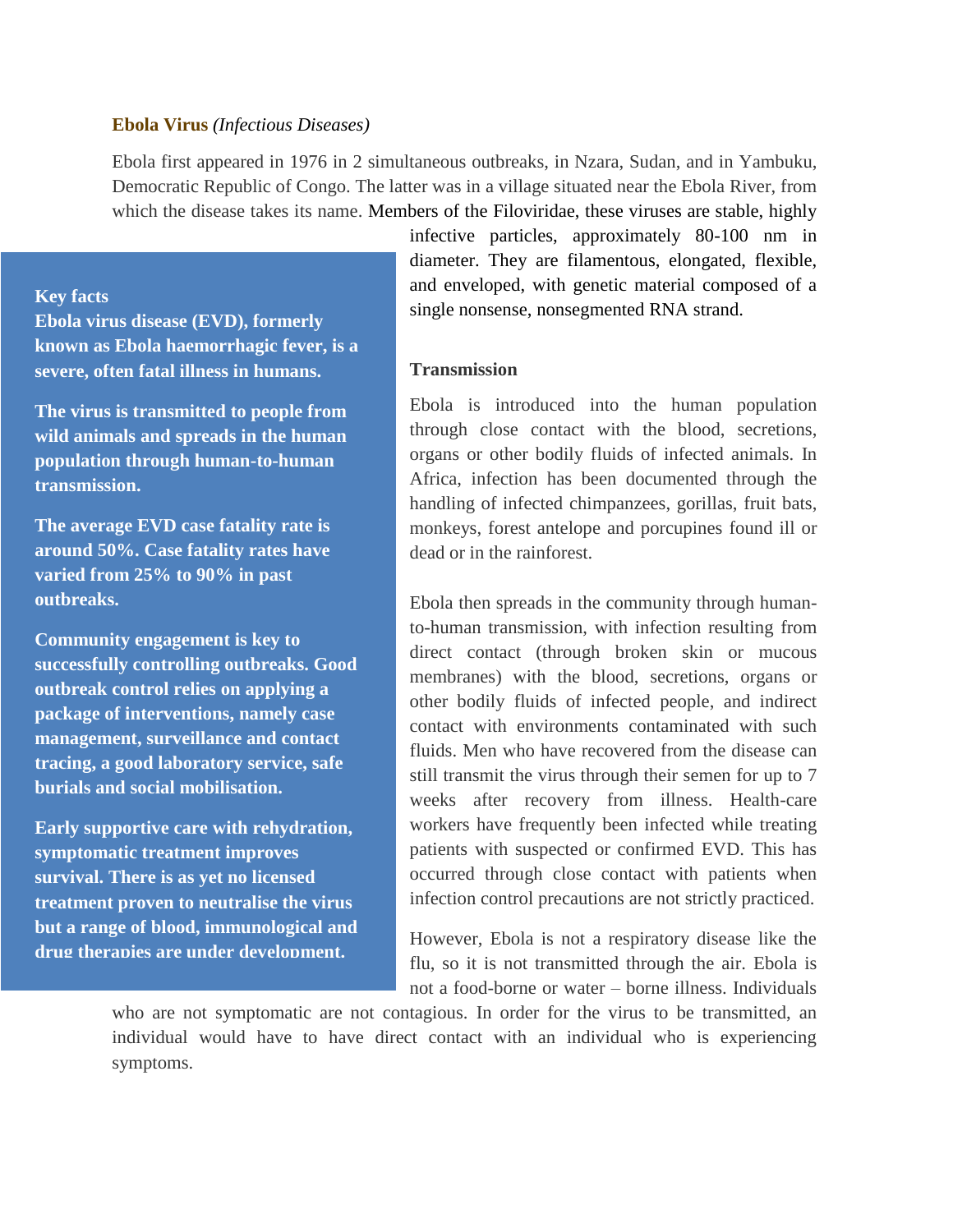**Ebola Virus** *(Infectious Diseases)*

Ebola first appeared in 1976 in 2 simultaneous outbreaks, in Nzara, Sudan, and in Yambuku, Democratic Republic of Congo. The latter was in a village situated near the Ebola River, from which the disease takes its name. Members of the Filoviridae, these viruses are stable, highly infective particles, approximately 80-100 nm in diameter. They are filamentous, elongated, flexible, and enveloped, with genetic material composed of a single nonsense, nonsegmented RNA strand.

**Key facts**

**Ebola virus disease (EVD), formerly known as Ebola haemorrhagic fever, is a severe, often fatal illness in humans.**

**The virus is transmitted to people from wild animals and spreads in the human population through human-to-human transmission.**

**The average EVD case fatality rate is around 50%. Case fatality rates have varied from 25% to 90% in past outbreaks.**

**Community engagement is key to successfully controlling outbreaks. Good outbreak control relies on applying a package of interventions, namely case management, surveillance and contact tracing, a good laboratory service, safe burials and social mobilisation.**

**Early supportive care with rehydration, symptomatic treatment improves survival. There is as yet no licensed treatment proven to neutralise the virus but a range of blood, immunological and drug therapies are under development.**

**Transmission**

Ebola is introduced into the human population through close contact with the blood, secretions, organs or other bodily fluids of infected animals. In Africa, infection has been documented through the handling of infected chimpanzees, gorillas, fruit bats, monkeys, forest antelope and porcupines found ill or dead or in the rainforest.

Ebola then spreads in the community through human-to-human transmission, with infection resulting from direct contact (through broken skin or mucous membranes) with the blood, secretions, organs or other bodily fluids of infected people, and indirect contact with environments contaminated with such fluids. Men who have recovered from the disease can still transmit the virus through their semen for up to 7 weeks after recovery from illness. Health-care workers have frequently been infected while treating patients with suspected or confirmed EVD. This has occurred through close contact with patients when infection control precautions are not strictly practiced.

However, Ebola is not a respiratory disease like the flu, so it is not transmitted through the air. Ebola is not a food-borne or water – borne illness. Individuals who are not symptomatic are not contagious. In order for the virus to be transmitted, an individual would have to have direct contact with an individual who is experiencing symptoms.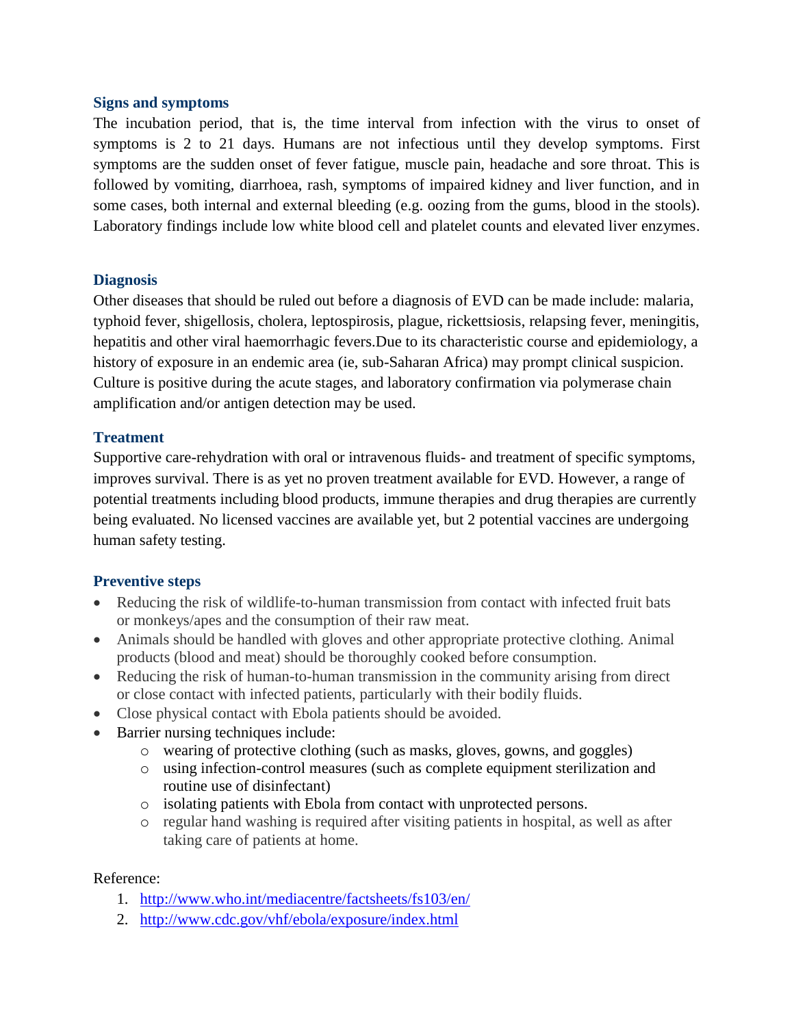## Signs and symptoms

The incubation period, that is, the time interval from infection with the virus to onset of symptoms is 2 to 21 days. Humans are not infectious until they develop symptoms. First symptoms are the sudden onset of fever fatigue, muscle pain, headache and sore throat. This is followed by vomiting, diarrhoea, rash, symptoms of impaired kidney and liver function, and in some cases, both internal and external bleeding (e.g. oozing from the gums, blood in the stools). Laboratory findings include low white blood cell and platelet counts and elevated liver enzymes.

## Diagnosis

Other diseases that should be ruled out before a diagnosis of EVD can be made include: malaria, typhoid fever, shigellosis, cholera, leptospirosis, plague, rickettsiosis, relapsing fever, meningitis, hepatitis and other viral haemorrhagic fevers.Due to its characteristic course and epidemiology, a history of exposure in an endemic area (ie, sub-Saharan Africa) may prompt clinical suspicion. Culture is positive during the acute stages, and laboratory confirmation via polymerase chain amplification and/or antigen detection may be used.

## Treatment

Supportive care-rehydration with oral or intravenous fluids- and treatment of specific symptoms, improves survival. There is as yet no proven treatment available for EVD. However, a range of potential treatments including blood products, immune therapies and drug therapies are currently being evaluated. No licensed vaccines are available yet, but 2 potential vaccines are undergoing human safety testing.

## Preventive steps

- Reducing the risk of wildlife-to-human transmission from contact with infected fruit bats or monkeys/apes and the consumption of their raw meat.
- Animals should be handled with gloves and other appropriate protective clothing. Animal products (blood and meat) should be thoroughly cooked before consumption.
- Reducing the risk of human-to-human transmission in the community arising from direct or close contact with infected patients, particularly with their bodily fluids.
- Close physical contact with Ebola patients should be avoided.
- Barrier nursing techniques include:
  - wearing of protective clothing (such as masks, gloves, gowns, and goggles)
  - using infection-control measures (such as complete equipment sterilization and routine use of disinfectant)
  - isolating patients with Ebola from contact with unprotected persons.
  - regular hand washing is required after visiting patients in hospital, as well as after taking care of patients at home.

Reference:

1. http://www.who.int/mediacentre/factsheets/fs103/en/
2. http://www.cdc.gov/vhf/ebola/exposure/index.html